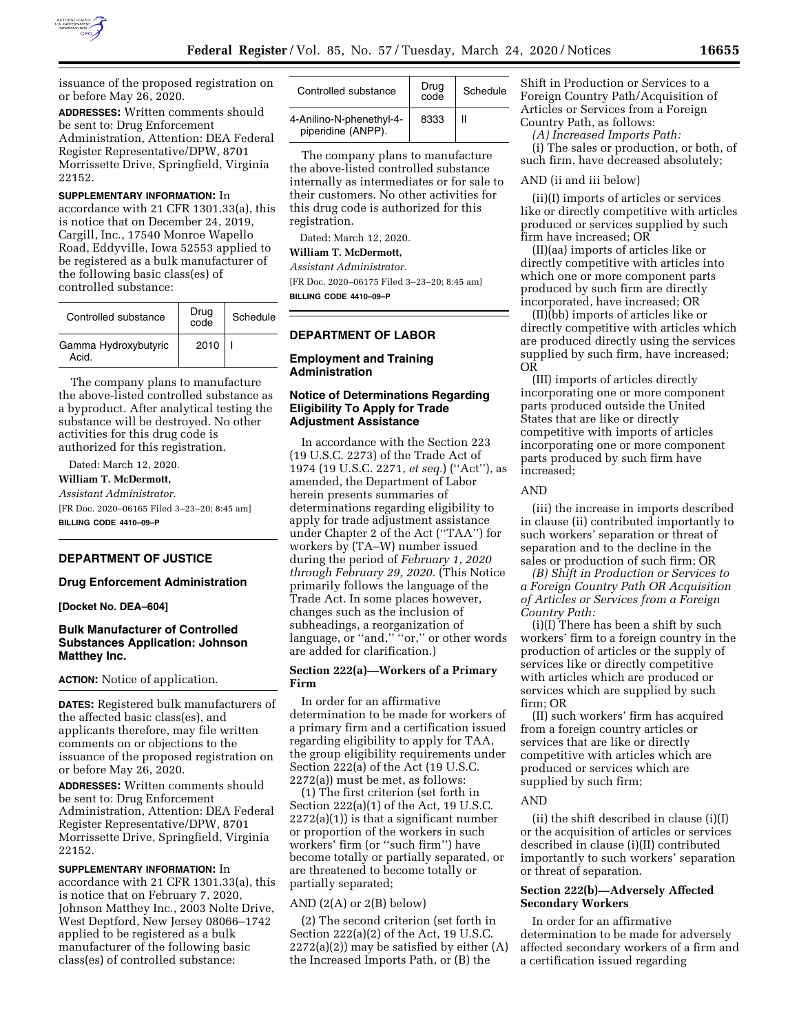issuance of the proposed registration on or before May 26, 2020.

**ADDRESSES:** Written comments should be sent to: Drug Enforcement Administration, Attention: DEA Federal Register Representative/DPW, 8701 Morrissette Drive, Springfield, Virginia 22152.

**SUPPLEMENTARY INFORMATION:** In accordance with 21 CFR 1301.33(a), this is notice that on December 24, 2019, Cargill, Inc., 17540 Monroe Wapello Road, Eddyville, Iowa 52553 applied to be registered as a bulk manufacturer of the following basic class(es) of controlled substance:

| Controlled substance | Drug code | Schedule |
| --- | --- | --- |
| Gamma Hydroxybutyric Acid. | 2010 | I |

The company plans to manufacture the above-listed controlled substance as a byproduct. After analytical testing the substance will be destroyed. No other activities for this drug code is authorized for this registration.

Dated: March 12, 2020.

**William T. McDermott,**

*Assistant Administrator.*

[FR Doc. 2020–06165 Filed 3–23–20; 8:45 am]

**BILLING CODE 4410–09–P**

## DEPARTMENT OF JUSTICE

### Drug Enforcement Administration

**[Docket No. DEA–604]**

### Bulk Manufacturer of Controlled Substances Application: Johnson Matthey Inc.

**ACTION:** Notice of application.

**DATES:** Registered bulk manufacturers of the affected basic class(es), and applicants therefore, may file written comments on or objections to the issuance of the proposed registration on or before May 26, 2020.

**ADDRESSES:** Written comments should be sent to: Drug Enforcement Administration, Attention: DEA Federal Register Representative/DPW, 8701 Morrissette Drive, Springfield, Virginia 22152.

**SUPPLEMENTARY INFORMATION:** In accordance with 21 CFR 1301.33(a), this is notice that on February 7, 2020, Johnson Matthey Inc., 2003 Nolte Drive, West Deptford, New Jersey 08066–1742 applied to be registered as a bulk manufacturer of the following basic class(es) of controlled substance:

| Controlled substance | Drug code | Schedule |
| --- | --- | --- |
| 4-Anilino-N-phenethyl-4-piperidine (ANPP). | 8333 | II |

The company plans to manufacture the above-listed controlled substance internally as intermediates or for sale to their customers. No other activities for this drug code is authorized for this registration.

Dated: March 12, 2020.

**William T. McDermott,**

*Assistant Administrator.*

[FR Doc. 2020–06175 Filed 3–23–20; 8:45 am]

**BILLING CODE 4410–09–P**

## DEPARTMENT OF LABOR

### Employment and Training Administration

### Notice of Determinations Regarding Eligibility To Apply for Trade Adjustment Assistance

In accordance with the Section 223 (19 U.S.C. 2273) of the Trade Act of 1974 (19 U.S.C. 2271, *et seq.*) (''Act''), as amended, the Department of Labor herein presents summaries of determinations regarding eligibility to apply for trade adjustment assistance under Chapter 2 of the Act (''TAA'') for workers by (TA–W) number issued during the period of *February 1, 2020 through February 29, 2020.* (This Notice primarily follows the language of the Trade Act. In some places however, changes such as the inclusion of subheadings, a reorganization of language, or ''and,'' ''or,'' or other words are added for clarification.)

#### Section 222(a)—Workers of a Primary Firm

In order for an affirmative determination to be made for workers of a primary firm and a certification issued regarding eligibility to apply for TAA, the group eligibility requirements under Section 222(a) of the Act (19 U.S.C. 2272(a)) must be met, as follows:

(1) The first criterion (set forth in Section 222(a)(1) of the Act, 19 U.S.C. 2272(a)(1)) is that a significant number or proportion of the workers in such workers' firm (or ''such firm'') have become totally or partially separated, or are threatened to become totally or partially separated;

AND (2(A) or 2(B) below)

(2) The second criterion (set forth in Section 222(a)(2) of the Act, 19 U.S.C. 2272(a)(2)) may be satisfied by either (A) the Increased Imports Path, or (B) the Shift in Production or Services to a Foreign Country Path/Acquisition of Articles or Services from a Foreign Country Path, as follows:

*(A) Increased Imports Path:*

(i) The sales or production, or both, of such firm, have decreased absolutely;

AND (ii and iii below)

(ii)(I) imports of articles or services like or directly competitive with articles produced or services supplied by such firm have increased; OR

(II)(aa) imports of articles like or directly competitive with articles into which one or more component parts produced by such firm are directly incorporated, have increased; OR

(II)(bb) imports of articles like or directly competitive with articles which are produced directly using the services supplied by such firm, have increased; OR

(III) imports of articles directly incorporating one or more component parts produced outside the United States that are like or directly competitive with imports of articles incorporating one or more component parts produced by such firm have increased;

AND

(iii) the increase in imports described in clause (ii) contributed importantly to such workers' separation or threat of separation and to the decline in the sales or production of such firm; OR

*(B) Shift in Production or Services to a Foreign Country Path OR Acquisition of Articles or Services from a Foreign Country Path:*

(i)(I) There has been a shift by such workers' firm to a foreign country in the production of articles or the supply of services like or directly competitive with articles which are produced or services which are supplied by such firm; OR

(II) such workers' firm has acquired from a foreign country articles or services that are like or directly competitive with articles which are produced or services which are supplied by such firm;

AND

(ii) the shift described in clause (i)(I) or the acquisition of articles or services described in clause (i)(II) contributed importantly to such workers' separation or threat of separation.

#### Section 222(b)—Adversely Affected Secondary Workers

In order for an affirmative determination to be made for adversely affected secondary workers of a firm and a certification issued regarding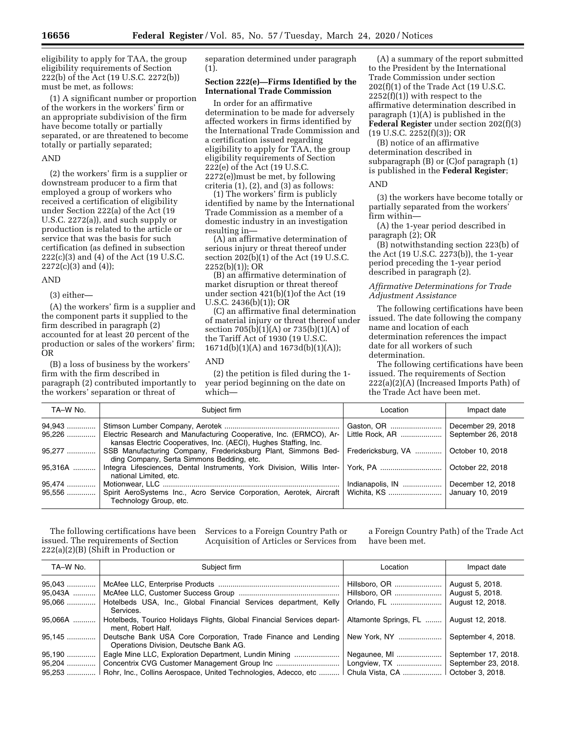eligibility to apply for TAA, the group eligibility requirements of Section 222(b) of the Act (19 U.S.C. 2272(b)) must be met, as follows:

(1) A significant number or proportion of the workers in the workers' firm or an appropriate subdivision of the firm have become totally or partially separated, or are threatened to become totally or partially separated;

AND

(2) the workers' firm is a supplier or downstream producer to a firm that employed a group of workers who received a certification of eligibility under Section 222(a) of the Act (19 U.S.C. 2272(a)), and such supply or production is related to the article or service that was the basis for such certification (as defined in subsection 222(c)(3) and (4) of the Act (19 U.S.C. 2272(c)(3) and (4));

AND

(3) either—

(A) the workers' firm is a supplier and the component parts it supplied to the firm described in paragraph (2) accounted for at least 20 percent of the production or sales of the workers' firm; OR

(B) a loss of business by the workers' firm with the firm described in paragraph (2) contributed importantly to the workers' separation or threat of separation determined under paragraph (1).

**Section 222(e)—Firms Identified by the International Trade Commission**

In order for an affirmative determination to be made for adversely affected workers in firms identified by the International Trade Commission and a certification issued regarding eligibility to apply for TAA, the group eligibility requirements of Section 222(e) of the Act (19 U.S.C. 2272(e))must be met, by following criteria (1), (2), and (3) as follows:

(1) The workers' firm is publicly identified by name by the International Trade Commission as a member of a domestic industry in an investigation resulting in—

(A) an affirmative determination of serious injury or threat thereof under section 202(b)(1) of the Act (19 U.S.C. 2252(b)(1)); OR

(B) an affirmative determination of market disruption or threat thereof under section 421(b)(1)of the Act (19 U.S.C. 2436(b)(1)); OR

(C) an affirmative final determination of material injury or threat thereof under section 705(b)(1)(A) or 735(b)(1)(A) of the Tariff Act of 1930 (19 U.S.C. 1671d(b)(1)(A) and 1673d(b)(1)(A));

AND

(2) the petition is filed during the 1-year period beginning on the date on which—

(A) a summary of the report submitted to the President by the International Trade Commission under section 202(f)(1) of the Trade Act (19 U.S.C. 2252(f)(1)) with respect to the affirmative determination described in paragraph (1)(A) is published in the **Federal Register** under section 202(f)(3) (19 U.S.C. 2252(f)(3)); OR

(B) notice of an affirmative determination described in subparagraph (B) or (C)of paragraph (1) is published in the **Federal Register**;

AND

(3) the workers have become totally or partially separated from the workers' firm within—

(A) the 1-year period described in paragraph (2); OR

(B) notwithstanding section 223(b) of the Act (19 U.S.C. 2273(b)), the 1-year period preceding the 1-year period described in paragraph (2).

*Affirmative Determinations for Trade Adjustment Assistance*

The following certifications have been issued. The date following the company name and location of each determination references the impact date for all workers of such determination.

The following certifications have been issued. The requirements of Section 222(a)(2)(A) (Increased Imports Path) of the Trade Act have been met.

| TA–W No. | Subject firm | Location | Impact date |
|---|---|---|---|
| 94,943 | Stimson Lumber Company, Aerotek | Gaston, OR | December 29, 2018 |
| 95,226 | Electric Research and Manufacturing Cooperative, Inc. (ERMCO), Arkansas Electric Cooperatives, Inc. (AECI), Hughes Staffing, Inc. | Little Rock, AR | September 26, 2018 |
| 95,277 | SSB Manufacturing Company, Fredericksburg Plant, Simmons Bedding Company, Serta Simmons Bedding, etc. | Fredericksburg, VA | October 10, 2018 |
| 95,316A | Integra Lifesciences, Dental Instruments, York Division, Willis International Limited, etc. | York, PA | October 22, 2018 |
| 95,474 | Motionwear, LLC | Indianapolis, IN | December 12, 2018 |
| 95,556 | Spirit AeroSystems Inc., Acro Service Corporation, Aerotek, Aircraft Technology Group, etc. | Wichita, KS | January 10, 2019 |

The following certifications have been issued. The requirements of Section 222(a)(2)(B) (Shift in Production or Services to a Foreign Country Path or Acquisition of Articles or Services from a Foreign Country Path) of the Trade Act have been met.

| TA–W No. | Subject firm | Location | Impact date |
|---|---|---|---|
| 95,043 | McAfee LLC, Enterprise Products | Hillsboro, OR | August 5, 2018. |
| 95,043A | McAfee LLC, Customer Success Group | Hillsboro, OR | August 5, 2018. |
| 95,066 | Hotelbeds USA, Inc., Global Financial Services department, Kelly Services. | Orlando, FL | August 12, 2018. |
| 95,066A | Hotelbeds, Tourico Holidays Flights, Global Financial Services department, Robert Half. | Altamonte Springs, FL | August 12, 2018. |
| 95,145 | Deutsche Bank USA Core Corporation, Trade Finance and Lending Operations Division, Deutsche Bank AG. | New York, NY | September 4, 2018. |
| 95,190 | Eagle Mine LLC, Exploration Department, Lundin Mining | Negaunee, MI | September 17, 2018. |
| 95,204 | Concentrix CVG Customer Management Group Inc | Longview, TX | September 23, 2018. |
| 95,253 | Rohr, Inc., Collins Aerospace, United Technologies, Adecco, etc | Chula Vista, CA | October 3, 2018. |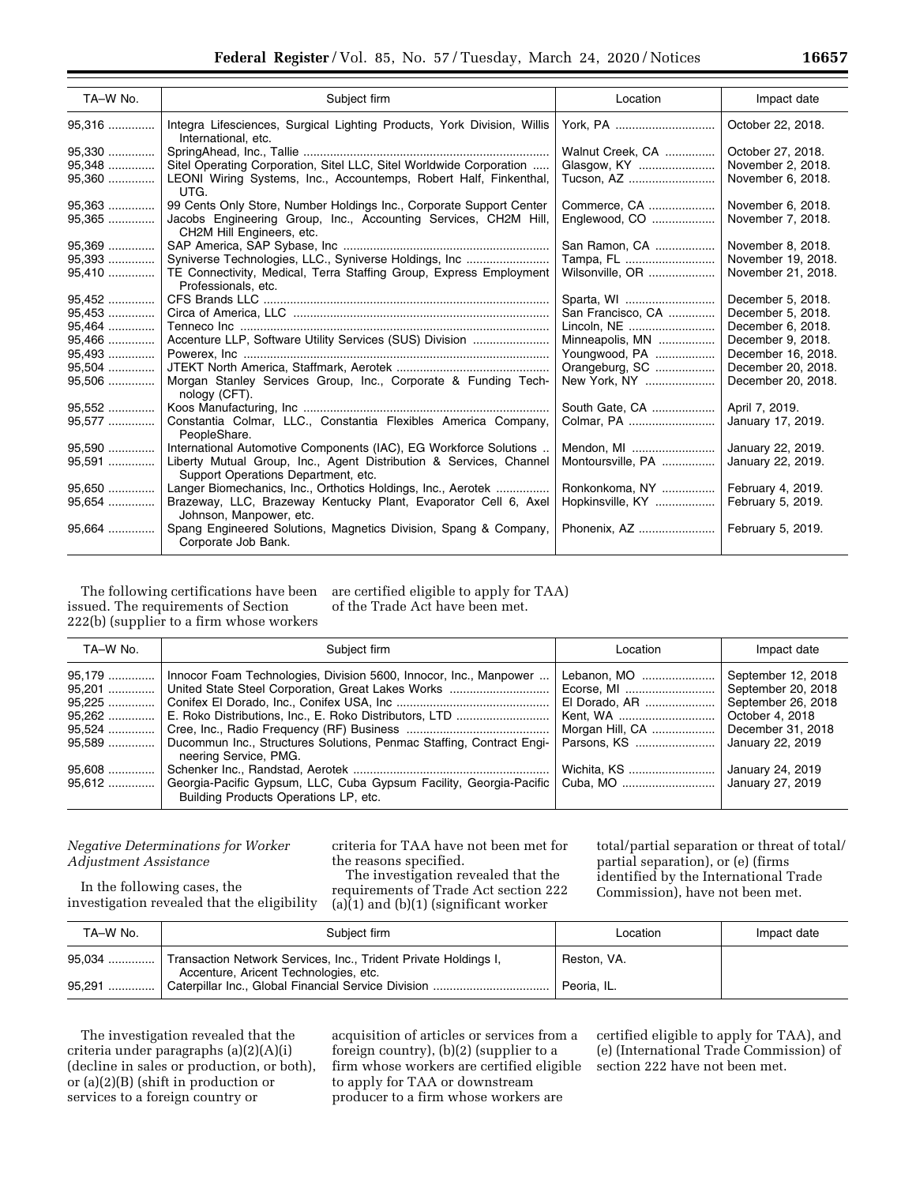| TA–W No. | Subject firm | Location | Impact date |
|---|---|---|---|
| 95,316 | Integra Lifesciences, Surgical Lighting Products, York Division, Willis International, etc. | York, PA | October 22, 2018. |
| 95,330 | SpringAhead, Inc., Tallie | Walnut Creek, CA | October 27, 2018. |
| 95,348 | Sitel Operating Corporation, Sitel LLC, Sitel Worldwide Corporation | Glasgow, KY | November 2, 2018. |
| 95,360 | LEONI Wiring Systems, Inc., Accountemps, Robert Half, Finkenthal, UTG. | Tucson, AZ | November 6, 2018. |
| 95,363 | 99 Cents Only Store, Number Holdings Inc., Corporate Support Center | Commerce, CA | November 6, 2018. |
| 95,365 | Jacobs Engineering Group, Inc., Accounting Services, CH2M Hill, CH2M Hill Engineers, etc. | Englewood, CO | November 7, 2018. |
| 95,369 | SAP America, SAP Sybase, Inc | San Ramon, CA | November 8, 2018. |
| 95,393 | Syniverse Technologies, LLC., Syniverse Holdings, Inc | Tampa, FL | November 19, 2018. |
| 95,410 | TE Connectivity, Medical, Terra Staffing Group, Express Employment Professionals, etc. | Wilsonville, OR | November 21, 2018. |
| 95,452 | CFS Brands LLC | Sparta, WI | December 5, 2018. |
| 95,453 | Circa of America, LLC | San Francisco, CA | December 5, 2018. |
| 95,464 | Tenneco Inc | Lincoln, NE | December 6, 2018. |
| 95,466 | Accenture LLP, Software Utility Services (SUS) Division | Minneapolis, MN | December 9, 2018. |
| 95,493 | Powerex, Inc | Youngwood, PA | December 16, 2018. |
| 95,504 | JTEKT North America, Staffmark, Aerotek | Orangeburg, SC | December 20, 2018. |
| 95,506 | Morgan Stanley Services Group, Inc., Corporate & Funding Technology (CFT). | New York, NY | December 20, 2018. |
| 95,552 | Koos Manufacturing, Inc | South Gate, CA | April 7, 2019. |
| 95,577 | Constantia Colmar, LLC., Constantia Flexibles America Company, PeopleShare. | Colmar, PA | January 17, 2019. |
| 95,590 | International Automotive Components (IAC), EG Workforce Solutions | Mendon, MI | January 22, 2019. |
| 95,591 | Liberty Mutual Group, Inc., Agent Distribution & Services, Channel Support Operations Department, etc. | Montoursville, PA | January 22, 2019. |
| 95,650 | Langer Biomechanics, Inc., Orthotics Holdings, Inc., Aerotek | Ronkonkoma, NY | February 4, 2019. |
| 95,654 | Brazeway, LLC, Brazeway Kentucky Plant, Evaporator Cell 6, Axel Johnson, Manpower, etc. | Hopkinsville, KY | February 5, 2019. |
| 95,664 | Spang Engineered Solutions, Magnetics Division, Spang & Company, Corporate Job Bank. | Phonenix, AZ | February 5, 2019. |

The following certifications have been issued. The requirements of Section 222(b) (supplier to a firm whose workers are certified eligible to apply for TAA) of the Trade Act have been met.

| TA–W No. | Subject firm | Location | Impact date |
|---|---|---|---|
| 95,179 | Innocor Foam Technologies, Division 5600, Innocor, Inc., Manpower | Lebanon, MO | September 12, 2018 |
| 95,201 | United State Steel Corporation, Great Lakes Works | Ecorse, MI | September 20, 2018 |
| 95,225 | Conifex El Dorado, Inc., Conifex USA, Inc | El Dorado, AR | September 26, 2018 |
| 95,262 | E. Roko Distributions, Inc., E. Roko Distributors, LTD | Kent, WA | October 4, 2018 |
| 95,524 | Cree, Inc., Radio Frequency (RF) Business | Morgan Hill, CA | December 31, 2018 |
| 95,589 | Ducommun Inc., Structures Solutions, Penmac Staffing, Contract Engineering Service, PMG. | Parsons, KS | January 22, 2019 |
| 95,608 | Schenker Inc., Randstad, Aerotek | Wichita, KS | January 24, 2019 |
| 95,612 | Georgia-Pacific Gypsum, LLC, Cuba Gypsum Facility, Georgia-Pacific Building Products Operations LP, etc. | Cuba, MO | January 27, 2019 |

*Negative Determinations for Worker Adjustment Assistance*

In the following cases, the investigation revealed that the eligibility criteria for TAA have not been met for the reasons specified.

The investigation revealed that the requirements of Trade Act section 222 (a)(1) and (b)(1) (significant worker total/partial separation or threat of total/partial separation), or (e) (firms identified by the International Trade Commission), have not been met.

| TA–W No. | Subject firm | Location | Impact date |
|---|---|---|---|
| 95,034 | Transaction Network Services, Inc., Trident Private Holdings I, Accenture, Aricent Technologies, etc. | Reston, VA. | |
| 95,291 | Caterpillar Inc., Global Financial Service Division | Peoria, IL. | |

The investigation revealed that the criteria under paragraphs (a)(2)(A)(i) (decline in sales or production, or both), or (a)(2)(B) (shift in production or services to a foreign country or acquisition of articles or services from a foreign country), (b)(2) (supplier to a firm whose workers are certified eligible to apply for TAA or downstream producer to a firm whose workers are certified eligible to apply for TAA), and (e) (International Trade Commission) of section 222 have not been met.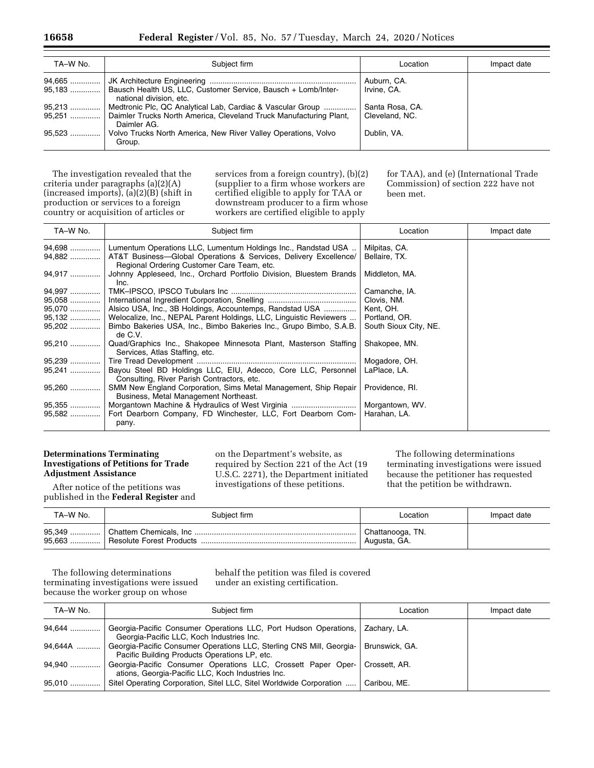| TA–W No. | Subject firm | Location | Impact date |
|---|---|---|---|
| 94,665 | JK Architecture Engineering | Auburn, CA. | |
| 95,183 | Bausch Health US, LLC, Customer Service, Bausch + Lomb/International division, etc. | Irvine, CA. | |
| 95,213 | Medtronic Plc, QC Analytical Lab, Cardiac & Vascular Group | Santa Rosa, CA. | |
| 95,251 | Daimler Trucks North America, Cleveland Truck Manufacturing Plant, Daimler AG. | Cleveland, NC. | |
| 95,523 | Volvo Trucks North America, New River Valley Operations, Volvo Group. | Dublin, VA. | |

The investigation revealed that the criteria under paragraphs (a)(2)(A) (increased imports), (a)(2)(B) (shift in production or services to a foreign country or acquisition of articles or services from a foreign country), (b)(2) (supplier to a firm whose workers are certified eligible to apply for TAA or downstream producer to a firm whose workers are certified eligible to apply for TAA), and (e) (International Trade Commission) of section 222 have not been met.

| TA–W No. | Subject firm | Location | Impact date |
|---|---|---|---|
| 94,698 | Lumentum Operations LLC, Lumentum Holdings Inc., Randstad USA | Milpitas, CA. | |
| 94,882 | AT&T Business—Global Operations & Services, Delivery Excellence/Regional Ordering Customer Care Team, etc. | Bellaire, TX. | |
| 94,917 | Johnny Appleseed, Inc., Orchard Portfolio Division, Bluestem Brands Inc. | Middleton, MA. | |
| 94,997 | TMK–IPSCO, IPSCO Tubulars Inc | Camanche, IA. | |
| 95,058 | International Ingredient Corporation, Snelling | Clovis, NM. | |
| 95,070 | Alsico USA, Inc., 3B Holdings, Accountemps, Randstad USA | Kent, OH. | |
| 95,132 | Welocalize, Inc., NEPAL Parent Holdings, LLC, Linguistic Reviewers | Portland, OR. | |
| 95,202 | Bimbo Bakeries USA, Inc., Bimbo Bakeries Inc., Grupo Bimbo, S.A.B. de C.V. | South Sioux City, NE. | |
| 95,210 | Quad/Graphics Inc., Shakopee Minnesota Plant, Masterson Staffing Services, Atlas Staffing, etc. | Shakopee, MN. | |
| 95,239 | Tire Tread Development | Mogadore, OH. | |
| 95,241 | Bayou Steel BD Holdings LLC, EIU, Adecco, Core LLC, Personnel Consulting, River Parish Contractors, etc. | LaPlace, LA. | |
| 95,260 | SMM New England Corporation, Sims Metal Management, Ship Repair Business, Metal Management Northeast. | Providence, RI. | |
| 95,355 | Morgantown Machine & Hydraulics of West Virginia | Morgantown, WV. | |
| 95,582 | Fort Dearborn Company, FD Winchester, LLC, Fort Dearborn Company. | Harahan, LA. | |

## Determinations Terminating Investigations of Petitions for Trade Adjustment Assistance

After notice of the petitions was published in the **Federal Register** and on the Department's website, as required by Section 221 of the Act (19 U.S.C. 2271), the Department initiated investigations of these petitions.

The following determinations terminating investigations were issued because the petitioner has requested that the petition be withdrawn.

| TA–W No. | Subject firm | Location | Impact date |
|---|---|---|---|
| 95,349 | Chattem Chemicals, Inc | Chattanooga, TN. | |
| 95,663 | Resolute Forest Products | Augusta, GA. | |

The following determinations terminating investigations were issued because the worker group on whose behalf the petition was filed is covered under an existing certification.

| TA–W No. | Subject firm | Location | Impact date |
|---|---|---|---|
| 94,644 | Georgia-Pacific Consumer Operations LLC, Port Hudson Operations, Georgia-Pacific LLC, Koch Industries Inc. | Zachary, LA. | |
| 94,644A | Georgia-Pacific Consumer Operations LLC, Sterling CNS Mill, Georgia-Pacific Building Products Operations LP, etc. | Brunswick, GA. | |
| 94,940 | Georgia-Pacific Consumer Operations LLC, Crossett Paper Operations, Georgia-Pacific LLC, Koch Industries Inc. | Crossett, AR. | |
| 95,010 | Sitel Operating Corporation, Sitel LLC, Sitel Worldwide Corporation | Caribou, ME. | |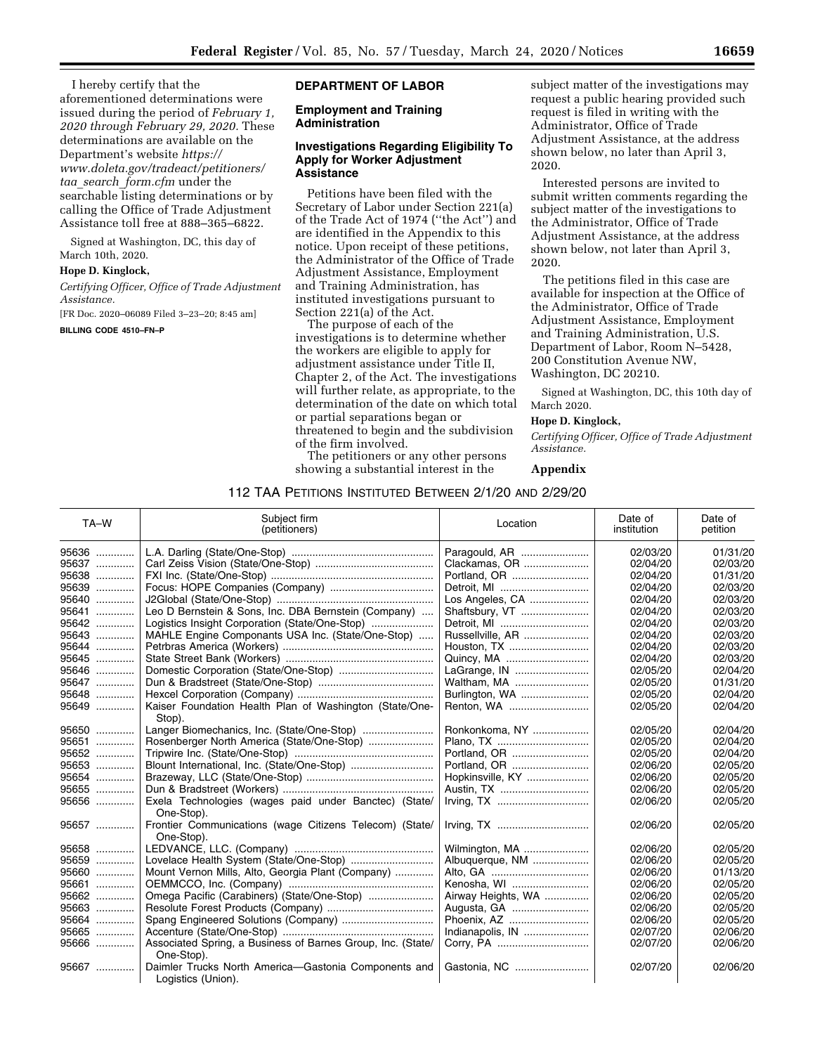I hereby certify that the aforementioned determinations were issued during the period of *February 1, 2020 through February 29, 2020.* These determinations are available on the Department's website *https://www.doleta.gov/tradeact/petitioners/taa_search_form.cfm* under the searchable listing determinations or by calling the Office of Trade Adjustment Assistance toll free at 888–365–6822.

Signed at Washington, DC, this day of March 10th, 2020.

**Hope D. Kinglock,**

*Certifying Officer, Office of Trade Adjustment Assistance.*

[FR Doc. 2020–06089 Filed 3–23–20; 8:45 am]

**BILLING CODE 4510–FN–P**

## DEPARTMENT OF LABOR

### Employment and Training Administration

### Investigations Regarding Eligibility To Apply for Worker Adjustment Assistance

Petitions have been filed with the Secretary of Labor under Section 221(a) of the Trade Act of 1974 (''the Act'') and are identified in the Appendix to this notice. Upon receipt of these petitions, the Administrator of the Office of Trade Adjustment Assistance, Employment and Training Administration, has instituted investigations pursuant to Section 221(a) of the Act.

The purpose of each of the investigations is to determine whether the workers are eligible to apply for adjustment assistance under Title II, Chapter 2, of the Act. The investigations will further relate, as appropriate, to the determination of the date on which total or partial separations began or threatened to begin and the subdivision of the firm involved.

The petitioners or any other persons showing a substantial interest in the subject matter of the investigations may request a public hearing provided such request is filed in writing with the Administrator, Office of Trade Adjustment Assistance, at the address shown below, no later than April 3, 2020.

Interested persons are invited to submit written comments regarding the subject matter of the investigations to the Administrator, Office of Trade Adjustment Assistance, at the address shown below, not later than April 3, 2020.

The petitions filed in this case are available for inspection at the Office of the Administrator, Office of Trade Adjustment Assistance, Employment and Training Administration, U.S. Department of Labor, Room N–5428, 200 Constitution Avenue NW, Washington, DC 20210.

Signed at Washington, DC, this 10th day of March 2020.

**Hope D. Kinglock,**

*Certifying Officer, Office of Trade Adjustment Assistance.*

### Appendix

112 TAA PETITIONS INSTITUTED BETWEEN 2/1/20 AND 2/29/20

| TA–W | Subject firm (petitioners) | Location | Date of institution | Date of petition |
|---|---|---|---|---|
| 95636 | L.A. Darling (State/One-Stop) | Paragould, AR | 02/03/20 | 01/31/20 |
| 95637 | Carl Zeiss Vision (State/One-Stop) | Clackamas, OR | 02/04/20 | 02/03/20 |
| 95638 | FXI Inc. (State/One-Stop) | Portland, OR | 02/04/20 | 01/31/20 |
| 95639 | Focus: HOPE Companies (Company) | Detroit, MI | 02/04/20 | 02/03/20 |
| 95640 | J2Global (State/One-Stop) | Los Angeles, CA | 02/04/20 | 02/03/20 |
| 95641 | Leo D Bernstein & Sons, Inc. DBA Bernstein (Company) | Shaftsbury, VT | 02/04/20 | 02/03/20 |
| 95642 | Logistics Insight Corporation (State/One-Stop) | Detroit, MI | 02/04/20 | 02/03/20 |
| 95643 | MAHLE Engine Componants USA Inc. (State/One-Stop) | Russellville, AR | 02/04/20 | 02/03/20 |
| 95644 | Petrbras America (Workers) | Houston, TX | 02/04/20 | 02/03/20 |
| 95645 | State Street Bank (Workers) | Quincy, MA | 02/04/20 | 02/03/20 |
| 95646 | Domestic Corporation (State/One-Stop) | LaGrange, IN | 02/05/20 | 02/04/20 |
| 95647 | Dun & Bradstreet (State/One-Stop) | Waltham, MA | 02/05/20 | 01/31/20 |
| 95648 | Hexcel Corporation (Company) | Burlington, WA | 02/05/20 | 02/04/20 |
| 95649 | Kaiser Foundation Health Plan of Washington (State/One-Stop). | Renton, WA | 02/05/20 | 02/04/20 |
| 95650 | Langer Biomechanics, Inc. (State/One-Stop) | Ronkonkoma, NY | 02/05/20 | 02/04/20 |
| 95651 | Rosenberger North America (State/One-Stop) | Plano, TX | 02/05/20 | 02/04/20 |
| 95652 | Tripwire Inc. (State/One-Stop) | Portland, OR | 02/05/20 | 02/04/20 |
| 95653 | Blount International, Inc. (State/One-Stop) | Portland, OR | 02/06/20 | 02/05/20 |
| 95654 | Brazeway, LLC (State/One-Stop) | Hopkinsville, KY | 02/06/20 | 02/05/20 |
| 95655 | Dun & Bradstreet (Workers) | Austin, TX | 02/06/20 | 02/05/20 |
| 95656 | Exela Technologies (wages paid under Banctec) (State/One-Stop). | Irving, TX | 02/06/20 | 02/05/20 |
| 95657 | Frontier Communications (wage Citizens Telecom) (State/One-Stop). | Irving, TX | 02/06/20 | 02/05/20 |
| 95658 | LEDVANCE, LLC. (Company) | Wilmington, MA | 02/06/20 | 02/05/20 |
| 95659 | Lovelace Health System (State/One-Stop) | Albuquerque, NM | 02/06/20 | 02/05/20 |
| 95660 | Mount Vernon Mills, Alto, Georgia Plant (Company) | Alto, GA | 02/06/20 | 01/13/20 |
| 95661 | OEMMCCO, Inc. (Company) | Kenosha, WI | 02/06/20 | 02/05/20 |
| 95662 | Omega Pacific (Carabiners) (State/One-Stop) | Airway Heights, WA | 02/06/20 | 02/05/20 |
| 95663 | Resolute Forest Products (Company) | Augusta, GA | 02/06/20 | 02/05/20 |
| 95664 | Spang Engineered Solutions (Company) | Phoenix, AZ | 02/06/20 | 02/05/20 |
| 95665 | Accenture (State/One-Stop) | Indianapolis, IN | 02/07/20 | 02/06/20 |
| 95666 | Associated Spring, a Business of Barnes Group, Inc. (State/One-Stop). | Corry, PA | 02/07/20 | 02/06/20 |
| 95667 | Daimler Trucks North America—Gastonia Components and Logistics (Union). | Gastonia, NC | 02/07/20 | 02/06/20 |